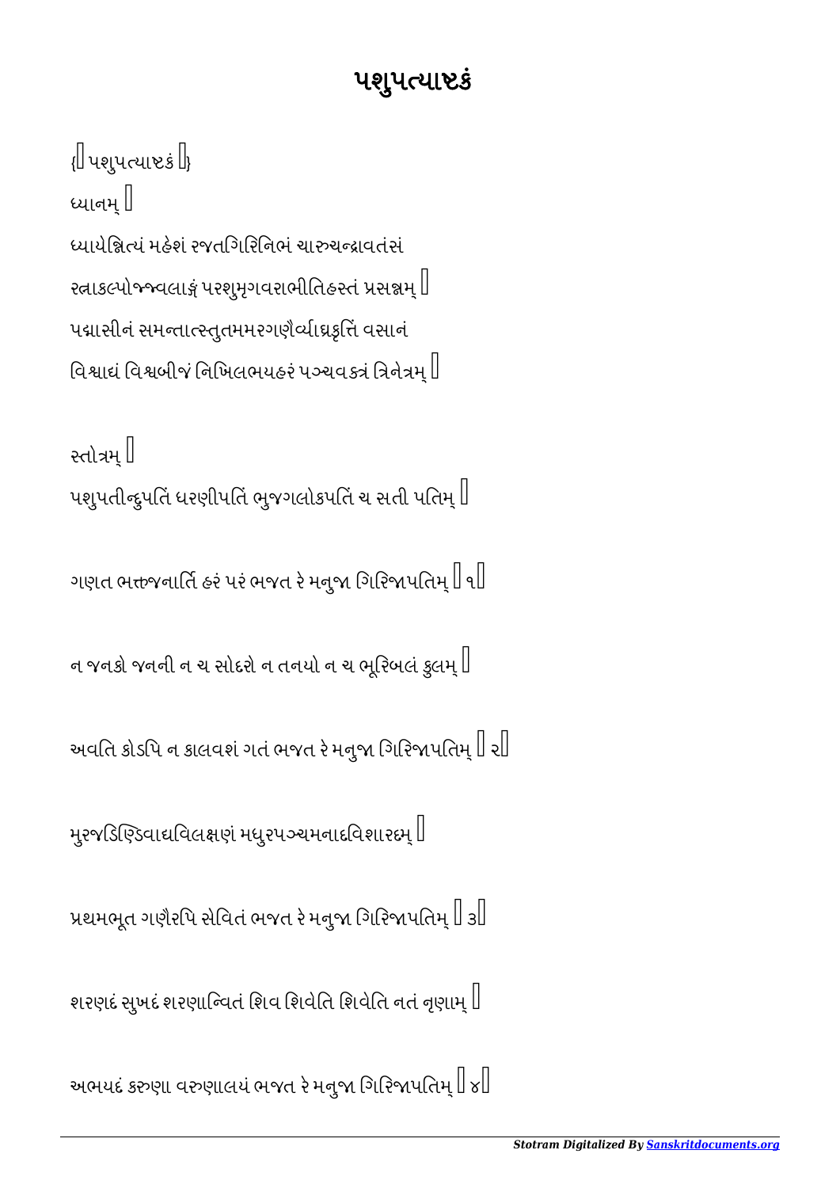# પશુપત્યાષ્ટકં

{॥ પશુપત્યાષ્ટકં ॥}

ધ્યાનમ્ ।

ધ્યાયેન્નિત્યં મહેશં રજતગિરિનિભં ચારુચન્દ્રાવતંસં

રત્નાકલ્પોજ્જ્વલાઙ્ગં પરશુમૃગવરાભીતિહસ્તં પ્રસન્નમ્ ।

પદ્માસીનં સમન્તાત્સ્તુતમમરગણૈર્વ્યાઘ્રકૃત્તિં વસાનં

વિશ્વાદ્યં વિશ્વબીજં નિખિલભયહરં પઞ્ચવક્ત્રં ત્રિનેત્રમ્ ॥

સ્તોત્રમ્ ।

પશુપતીન્દુપતિં ધરણીપતિં ભુજગલોકપતિં ચ સતી પતિમ્ ।

ગણત ભક્તજનાર્તિ હરં પરં ભજત રે મનુજા ગિરિજાપતિમ્ ॥ ૧॥

ન જનકો જનની ન ચ સોદરો ન તનયો ન ચ ભૂરિબલં કુલમ્ ।

અવતિ કોઽપિ ન કાલવશં ગતં ભજત રે મનુજા ગિરિજાપતિમ્ ॥ ૨॥

મુરજડિણ્ડિવાદ્યવિલક્ષણં મધુરપઞ્ચમનાદવિશારદમ્ ।

પ્રથમભૂત ગણૈરપિ સેવિતં ભજત રે મનુજા ગિરિજાપતિમ્ ॥ ૩॥

શરણદં સુખદં શરણાન્વિતં શિવ શિવેતિ શિવેતિ નતં નૃણામ્ ।

અભયદં કરુણા વરુણાલયં ભજત રે મનુજા ગિરિજાપતિમ્ ॥ ૪॥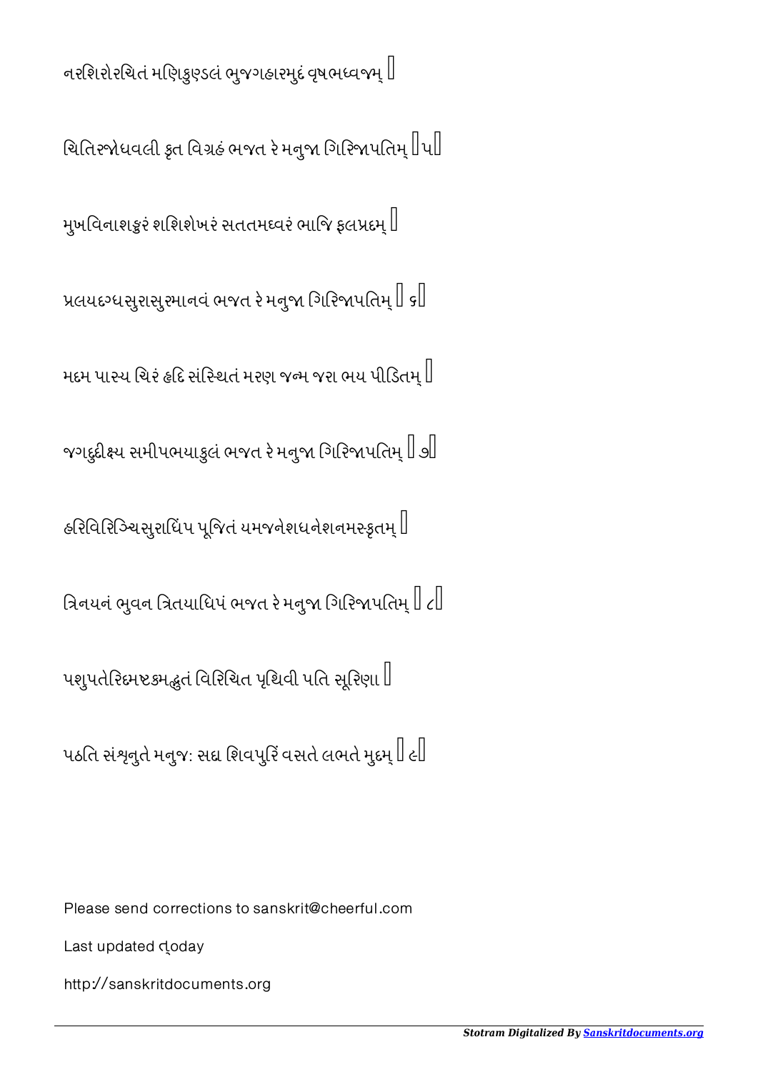નરશિરોરચિતં મણિકુણ્ડલં ભુજગહારમુદં વૃષભધ્વજમ્ ।

ચિતિરજોધવલી કૃત વિગ્રહં ભજત રે મનુજા ગિરિજાપતિમ્ ॥૫॥

મુખવિનાશકરં શશિશેખરં સતતમધ્વરં ભાજિ ફલપ્રદમ્ ।

પ્રલયદગ્ધસુરાસુરમાનવં ભજત રે મનુજા ગિરિજાપતિમ્ ॥ ૬॥

મદમ પાસ્ય ચિરં હૃદિ સંસ્થિતં મરણ જન્મ જરા ભય પીડિતમ્ ।

જગદુદીક્ષ્ય સમીપભયાકુલં ભજત રે મનુજા ગિરિજાપતિમ્ ॥ ૭॥

હરિવિરિઞ્ચિસુરાધિપ પૂજિતં યમજનેશધનેશનમસ્કૃતમ્ ।

ત્રિનયનં ભુવન ત્રિતયાધિપં ભજત રે મનુજા ગિરિજાપતિમ્ ॥ ૮॥

પશુપતેરિદમષ્ટકમદ્ભુતં વિરચિત પૃથિવી પતિ સૂરિણા ।

પઠતિ સંશૃનુતે મનુજઃ સદા શિવપુરિં વસતે લભતે મુદમ્ ॥ ૯॥

Please send corrections to sanskrit@cheerful.com

Last updated today

http://sanskritdocuments.org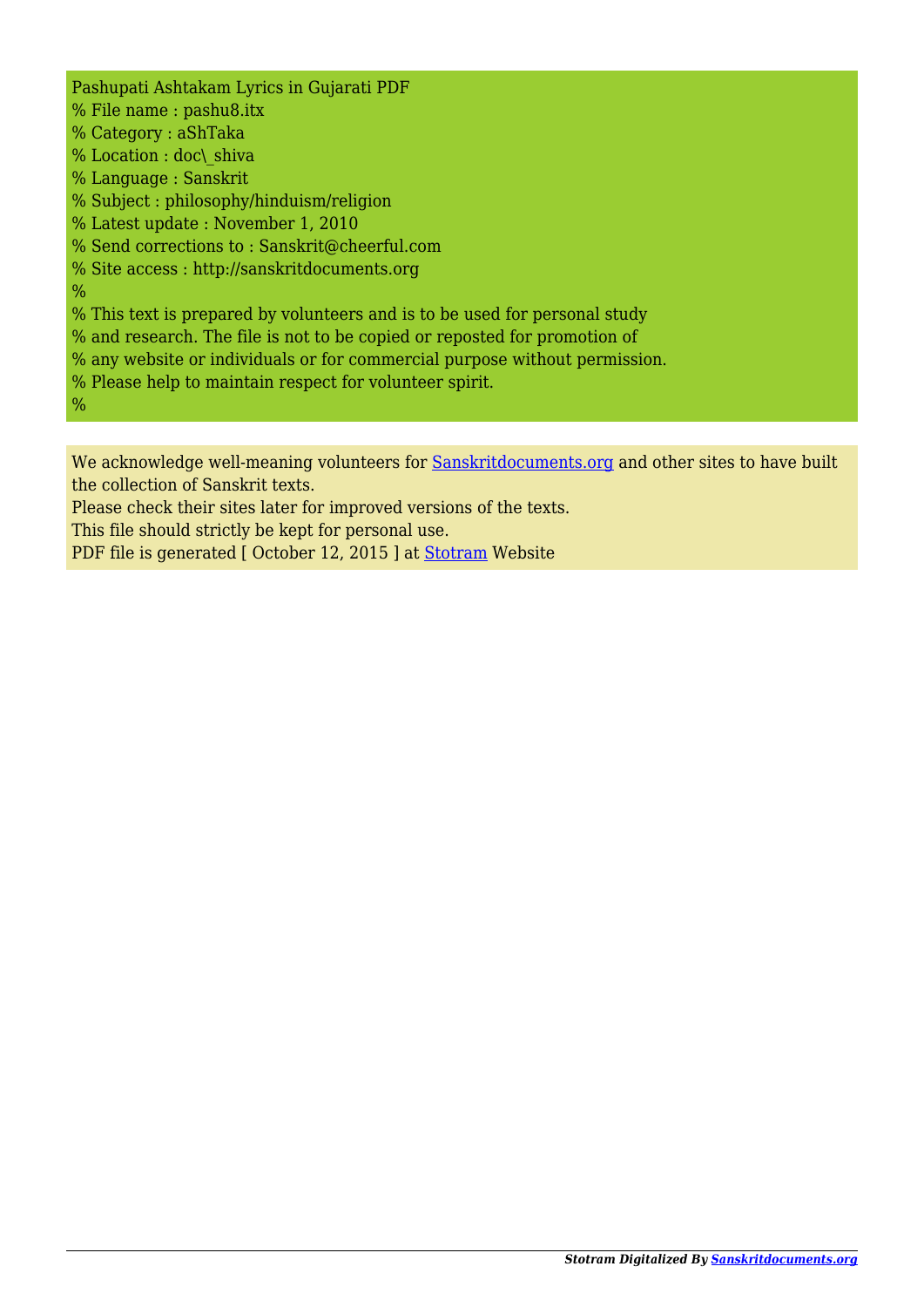Pashupati Ashtakam Lyrics in Gujarati PDF
% File name : pashu8.itx
% Category : aShTaka
% Location : doc\_shiva
% Language : Sanskrit
% Subject : philosophy/hinduism/religion
% Latest update : November 1, 2010
% Send corrections to : Sanskrit@cheerful.com
% Site access : http://sanskritdocuments.org
%
% This text is prepared by volunteers and is to be used for personal study
% and research. The file is not to be copied or reposted for promotion of
% any website or individuals or for commercial purpose without permission.
% Please help to maintain respect for volunteer spirit.
%

We acknowledge well-meaning volunteers for Sanskritdocuments.org and other sites to have built the collection of Sanskrit texts.
Please check their sites later for improved versions of the texts.
This file should strictly be kept for personal use.
PDF file is generated [ October 12, 2015 ] at Stotram Website